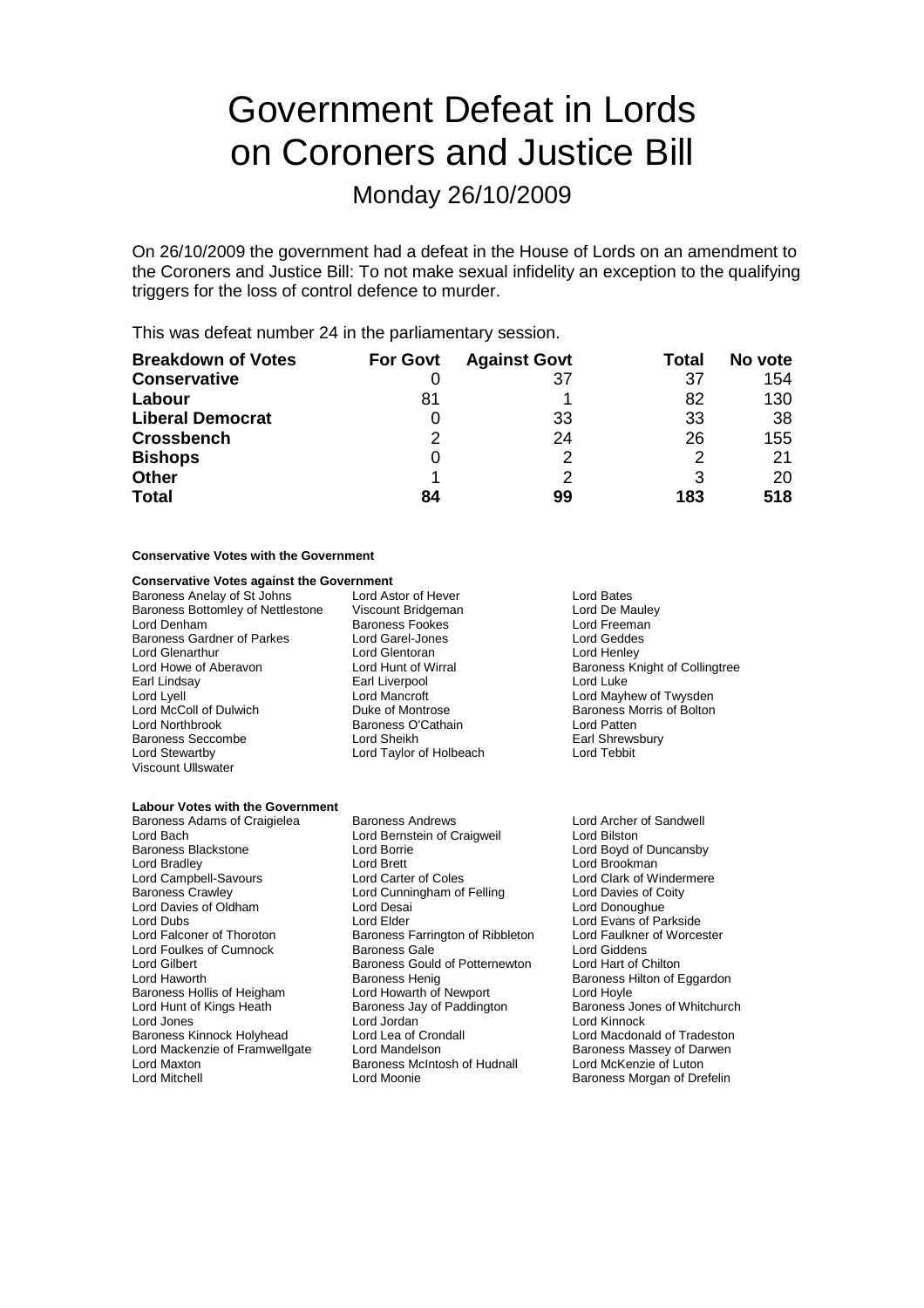# Government Defeat in Lords on Coroners and Justice Bill

## Monday 26/10/2009

On 26/10/2009 the government had a defeat in the House of Lords on an amendment to the Coroners and Justice Bill: To not make sexual infidelity an exception to the qualifying triggers for the loss of control defence to murder.

This was defeat number 24 in the parliamentary session.

| Breakdown of Votes | For Govt | Against Govt | Total | No vote |
|---|---|---|---|---|
| **Conservative** | 0 | 37 | 37 | 154 |
| **Labour** | 81 | 1 | 82 | 130 |
| **Liberal Democrat** | 0 | 33 | 33 | 38 |
| **Crossbench** | 2 | 24 | 26 | 155 |
| **Bishops** | 0 | 2 | 2 | 21 |
| **Other** | 1 | 2 | 3 | 20 |
| **Total** | **84** | **99** | **183** | **518** |

**Conservative Votes with the Government**

**Conservative Votes against the Government**

Baroness Anelay of St Johns
Lord Astor of Hever
Lord Bates
Baroness Bottomley of Nettlestone
Viscount Bridgeman
Lord De Mauley
Lord Denham
Baroness Fookes
Lord Freeman
Baroness Gardner of Parkes
Lord Garel-Jones
Lord Geddes
Lord Glenarthur
Lord Glentoran
Lord Henley
Lord Howe of Aberavon
Lord Hunt of Wirral
Baroness Knight of Collingtree
Earl Lindsay
Earl Liverpool
Lord Luke
Lord Lyell
Lord Mancroft
Lord Mayhew of Twysden
Lord McColl of Dulwich
Duke of Montrose
Baroness Morris of Bolton
Lord Northbrook
Baroness O'Cathain
Lord Patten
Baroness Seccombe
Lord Sheikh
Earl Shrewsbury
Lord Stewartby
Lord Taylor of Holbeach
Lord Tebbit
Viscount Ullswater

**Labour Votes with the Government**

Baroness Adams of Craigielea
Baroness Andrews
Lord Archer of Sandwell
Lord Bach
Lord Bernstein of Craigweil
Lord Bilston
Baroness Blackstone
Lord Borrie
Lord Boyd of Duncansby
Lord Bradley
Lord Brett
Lord Brookman
Lord Campbell-Savours
Lord Carter of Coles
Lord Clark of Windermere
Baroness Crawley
Lord Cunningham of Felling
Lord Davies of Coity
Lord Davies of Oldham
Lord Desai
Lord Donoughue
Lord Dubs
Lord Elder
Lord Evans of Parkside
Lord Falconer of Thoroton
Baroness Farrington of Ribbleton
Lord Faulkner of Worcester
Lord Foulkes of Cumnock
Baroness Gale
Lord Giddens
Lord Gilbert
Baroness Gould of Potternewton
Lord Hart of Chilton
Lord Haworth
Baroness Henig
Baroness Hilton of Eggardon
Baroness Hollis of Heigham
Lord Howarth of Newport
Lord Hoyle
Lord Hunt of Kings Heath
Baroness Jay of Paddington
Baroness Jones of Whitchurch
Lord Jones
Lord Jordan
Lord Kinnock
Baroness Kinnock Holyhead
Lord Lea of Crondall
Lord Macdonald of Tradeston
Lord Mackenzie of Framwellgate
Lord Mandelson
Baroness Massey of Darwen
Lord Maxton
Baroness McIntosh of Hudnall
Lord McKenzie of Luton
Lord Mitchell
Lord Moonie
Baroness Morgan of Drefelin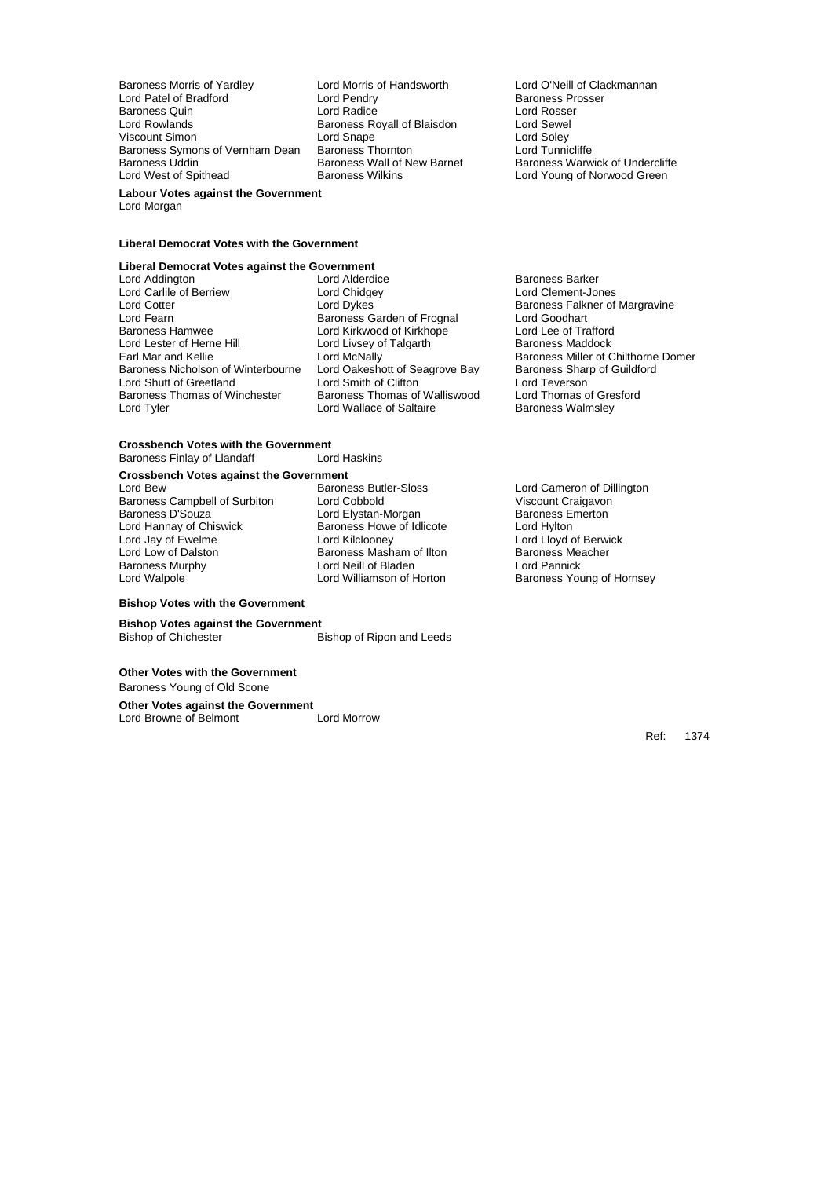Baroness Morris of Yardley
Lord Morris of Handsworth
Lord O'Neill of Clackmannan
Lord Patel of Bradford
Lord Pendry
Baroness Prosser
Baroness Quin
Lord Radice
Lord Rosser
Lord Rowlands
Baroness Royall of Blaisdon
Lord Sewel
Viscount Simon
Lord Snape
Lord Soley
Baroness Symons of Vernham Dean
Baroness Thornton
Lord Tunnicliffe
Baroness Uddin
Baroness Wall of New Barnet
Baroness Warwick of Undercliffe
Lord West of Spithead
Baroness Wilkins
Lord Young of Norwood Green

**Labour Votes against the Government**

Lord Morgan

**Liberal Democrat Votes with the Government**

**Liberal Democrat Votes against the Government**

Lord Addington
Lord Alderdice
Baroness Barker
Lord Carlile of Berriew
Lord Chidgey
Lord Clement-Jones
Lord Cotter
Lord Dykes
Baroness Falkner of Margravine
Lord Fearn
Baroness Garden of Frognal
Lord Goodhart
Baroness Hamwee
Lord Kirkwood of Kirkhope
Lord Lee of Trafford
Lord Lester of Herne Hill
Lord Livsey of Talgarth
Baroness Maddock
Earl Mar and Kellie
Lord McNally
Baroness Miller of Chilthorne Domer
Baroness Nicholson of Winterbourne
Lord Oakeshott of Seagrove Bay
Baroness Sharp of Guildford
Lord Shutt of Greetland
Lord Smith of Clifton
Lord Teverson
Baroness Thomas of Winchester
Baroness Thomas of Walliswood
Lord Thomas of Gresford
Lord Tyler
Lord Wallace of Saltaire
Baroness Walmsley

**Crossbench Votes with the Government**

Baroness Finlay of Llandaff
Lord Haskins

**Crossbench Votes against the Government**

Lord Bew
Baroness Butler-Sloss
Lord Cameron of Dillington
Baroness Campbell of Surbiton
Lord Cobbold
Viscount Craigavon
Baroness D'Souza
Lord Elystan-Morgan
Baroness Emerton
Lord Hannay of Chiswick
Baroness Howe of Idlicote
Lord Hylton
Lord Jay of Ewelme
Lord Kilclooney
Lord Lloyd of Berwick
Lord Low of Dalston
Baroness Masham of Ilton
Baroness Meacher
Baroness Murphy
Lord Neill of Bladen
Lord Pannick
Lord Walpole
Lord Williamson of Horton
Baroness Young of Hornsey

**Bishop Votes with the Government**

**Bishop Votes against the Government**

Bishop of Chichester
Bishop of Ripon and Leeds

**Other Votes with the Government**

Baroness Young of Old Scone

**Other Votes against the Government**

Lord Browne of Belmont
Lord Morrow

Ref: 1374